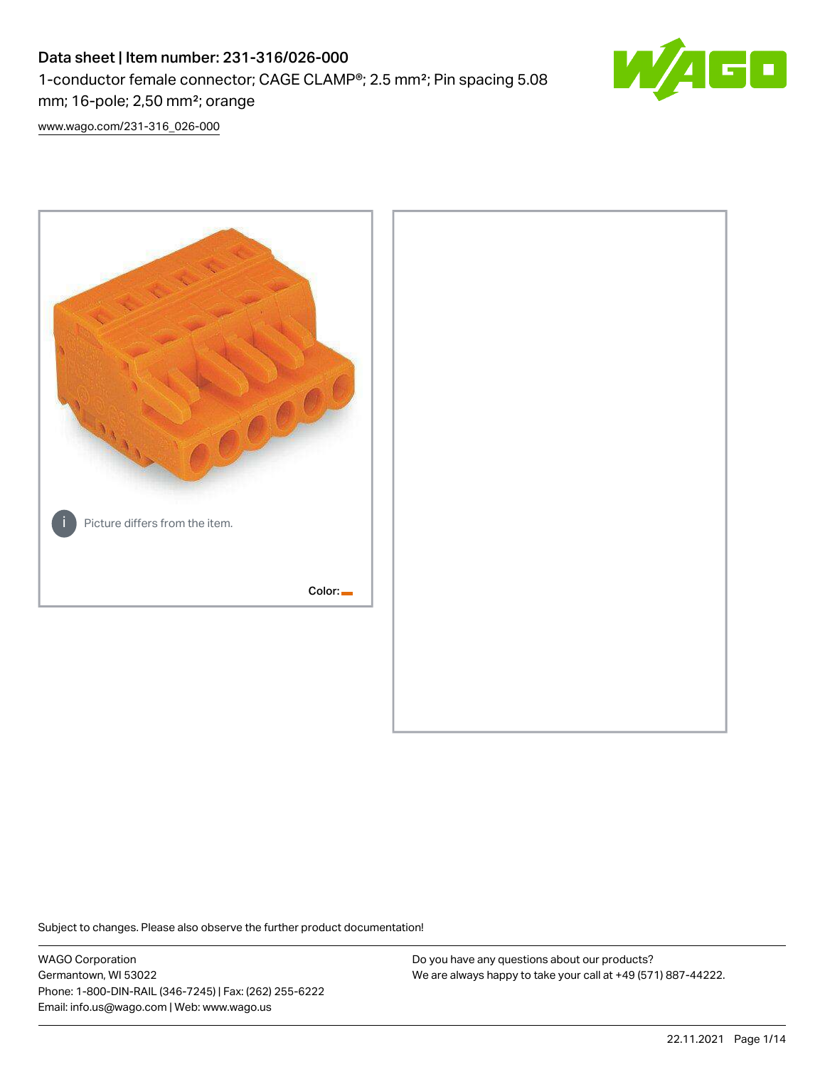# Data sheet | Item number: 231-316/026-000

1-conductor female connector; CAGE CLAMP®; 2.5 mm²; Pin spacing 5.08 mm; 16-pole; 2,50 mm²; orange

www.wago.com/231-316_026-000

Picture differs from the item.

Color:

Subject to changes. Please also observe the further product documentation!

WAGO Corporation
Germantown, WI 53022
Phone: 1-800-DIN-RAIL (346-7245) | Fax: (262) 255-6222
Email: info.us@wago.com | Web: www.wago.us

Do you have any questions about our products?
We are always happy to take your call at +49 (571) 887-44222.

22.11.2021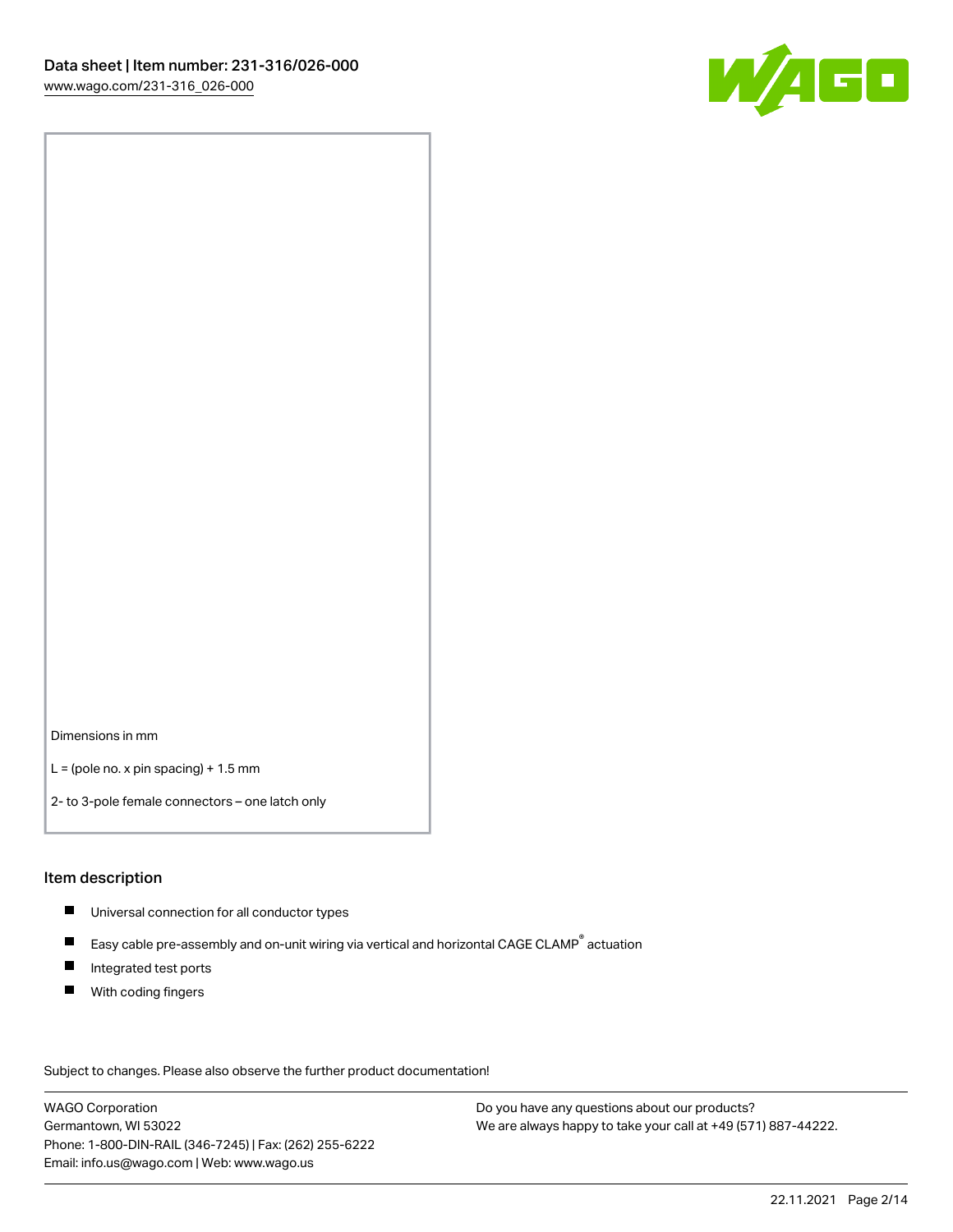Dimensions in mm

L = (pole no. x pin spacing) + 1.5 mm

2- to 3-pole female connectors – one latch only

## Item description

- Universal connection for all conductor types
- Easy cable pre-assembly and on-unit wiring via vertical and horizontal CAGE CLAMP® actuation
- Integrated test ports
- With coding fingers

Subject to changes. Please also observe the further product documentation!

WAGO Corporation
Germantown, WI 53022
Phone: 1-800-DIN-RAIL (346-7245) | Fax: (262) 255-6222
Email: info.us@wago.com | Web: www.wago.us

Do you have any questions about our products?
We are always happy to take your call at +49 (571) 887-44222.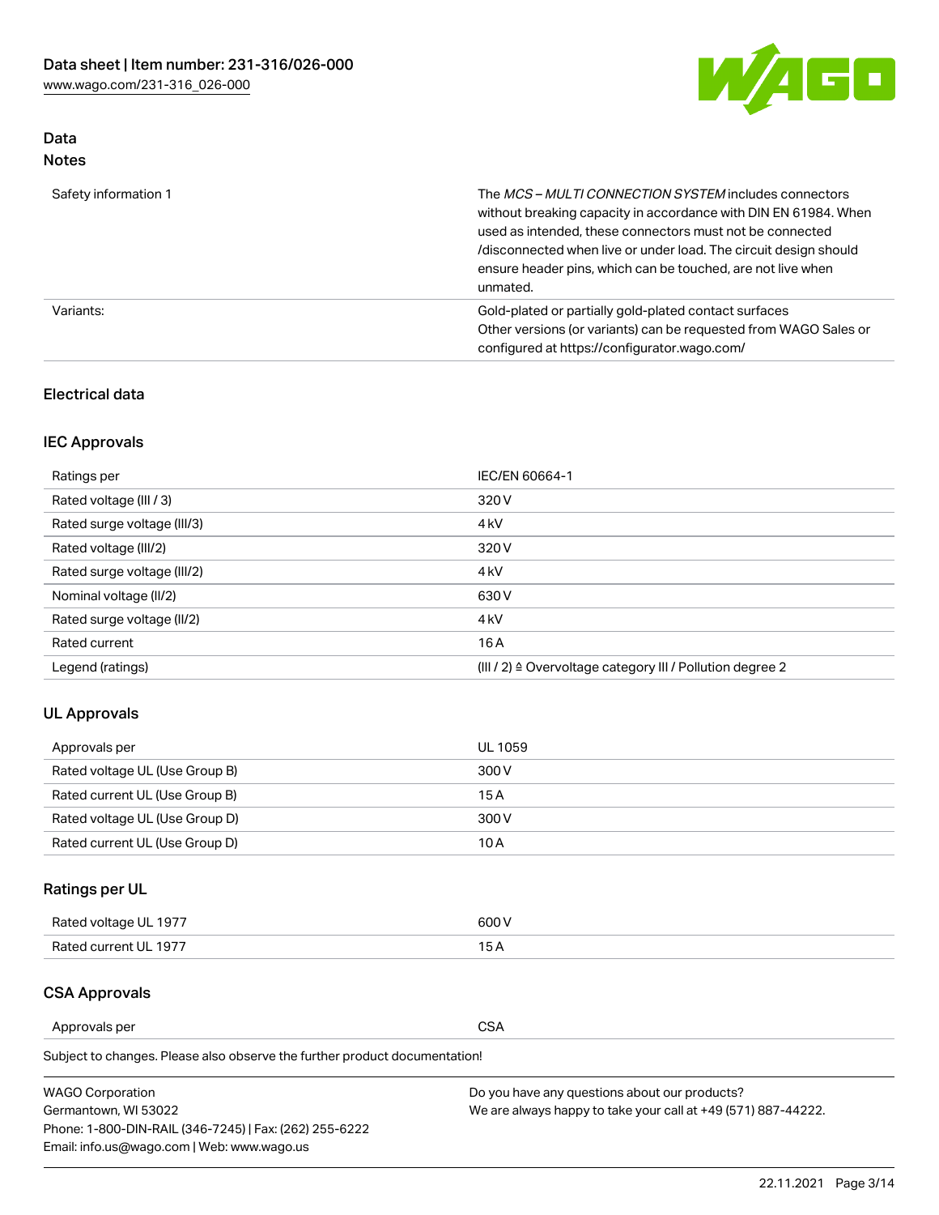## Data
### Notes

| | |
|---|---|
| Safety information 1 | The *MCS – MULTI CONNECTION SYSTEM* includes connectors without breaking capacity in accordance with DIN EN 61984. When used as intended, these connectors must not be connected /disconnected when live or under load. The circuit design should ensure header pins, which can be touched, are not live when unmated. |
| Variants: | Gold-plated or partially gold-plated contact surfaces<br>Other versions (or variants) can be requested from WAGO Sales or configured at https://configurator.wago.com/ |

## Electrical data

### IEC Approvals

| | |
|---|---|
| Ratings per | IEC/EN 60664-1 |
| Rated voltage (III / 3) | 320 V |
| Rated surge voltage (III/3) | 4 kV |
| Rated voltage (III/2) | 320 V |
| Rated surge voltage (III/2) | 4 kV |
| Nominal voltage (II/2) | 630 V |
| Rated surge voltage (II/2) | 4 kV |
| Rated current | 16 A |
| Legend (ratings) | (III / 2) ≙ Overvoltage category III / Pollution degree 2 |

### UL Approvals

| | |
|---|---|
| Approvals per | UL 1059 |
| Rated voltage UL (Use Group B) | 300 V |
| Rated current UL (Use Group B) | 15 A |
| Rated voltage UL (Use Group D) | 300 V |
| Rated current UL (Use Group D) | 10 A |

### Ratings per UL

| | |
|---|---|
| Rated voltage UL 1977 | 600 V |
| Rated current UL 1977 | 15 A |

### CSA Approvals

| | |
|---|---|
| Approvals per | CSA |

Subject to changes. Please also observe the further product documentation!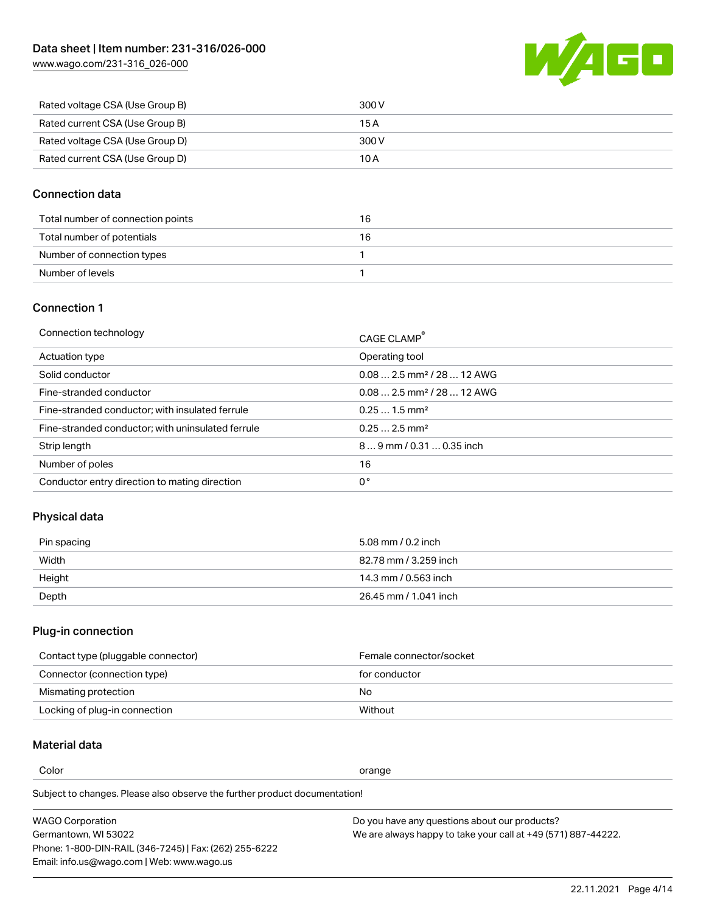| Rated voltage CSA (Use Group B) | 300 V |
| --- | --- |
| Rated current CSA (Use Group B) | 15 A |
| Rated voltage CSA (Use Group D) | 300 V |
| Rated current CSA (Use Group D) | 10 A |

## Connection data

| Total number of connection points | 16 |
| --- | --- |
| Total number of potentials | 16 |
| Number of connection types | 1 |
| Number of levels | 1 |

## Connection 1

| Connection technology | CAGE CLAMP® |
| --- | --- |
| Actuation type | Operating tool |
| Solid conductor | 0.08 … 2.5 mm² / 28 … 12 AWG |
| Fine-stranded conductor | 0.08 … 2.5 mm² / 28 … 12 AWG |
| Fine-stranded conductor; with insulated ferrule | 0.25 … 1.5 mm² |
| Fine-stranded conductor; with uninsulated ferrule | 0.25 … 2.5 mm² |
| Strip length | 8 … 9 mm / 0.31 … 0.35 inch |
| Number of poles | 16 |
| Conductor entry direction to mating direction | 0 ° |

## Physical data

| Pin spacing | 5.08 mm / 0.2 inch |
| --- | --- |
| Width | 82.78 mm / 3.259 inch |
| Height | 14.3 mm / 0.563 inch |
| Depth | 26.45 mm / 1.041 inch |

## Plug-in connection

| Contact type (pluggable connector) | Female connector/socket |
| --- | --- |
| Connector (connection type) | for conductor |
| Mismating protection | No |
| Locking of plug-in connection | Without |

## Material data

| Color | orange |
| --- | --- |

Subject to changes. Please also observe the further product documentation!

WAGO Corporation
Germantown, WI 53022
Phone: 1-800-DIN-RAIL (346-7245) | Fax: (262) 255-6222
Email: info.us@wago.com | Web: www.wago.us

Do you have any questions about our products?
We are always happy to take your call at +49 (571) 887-44222.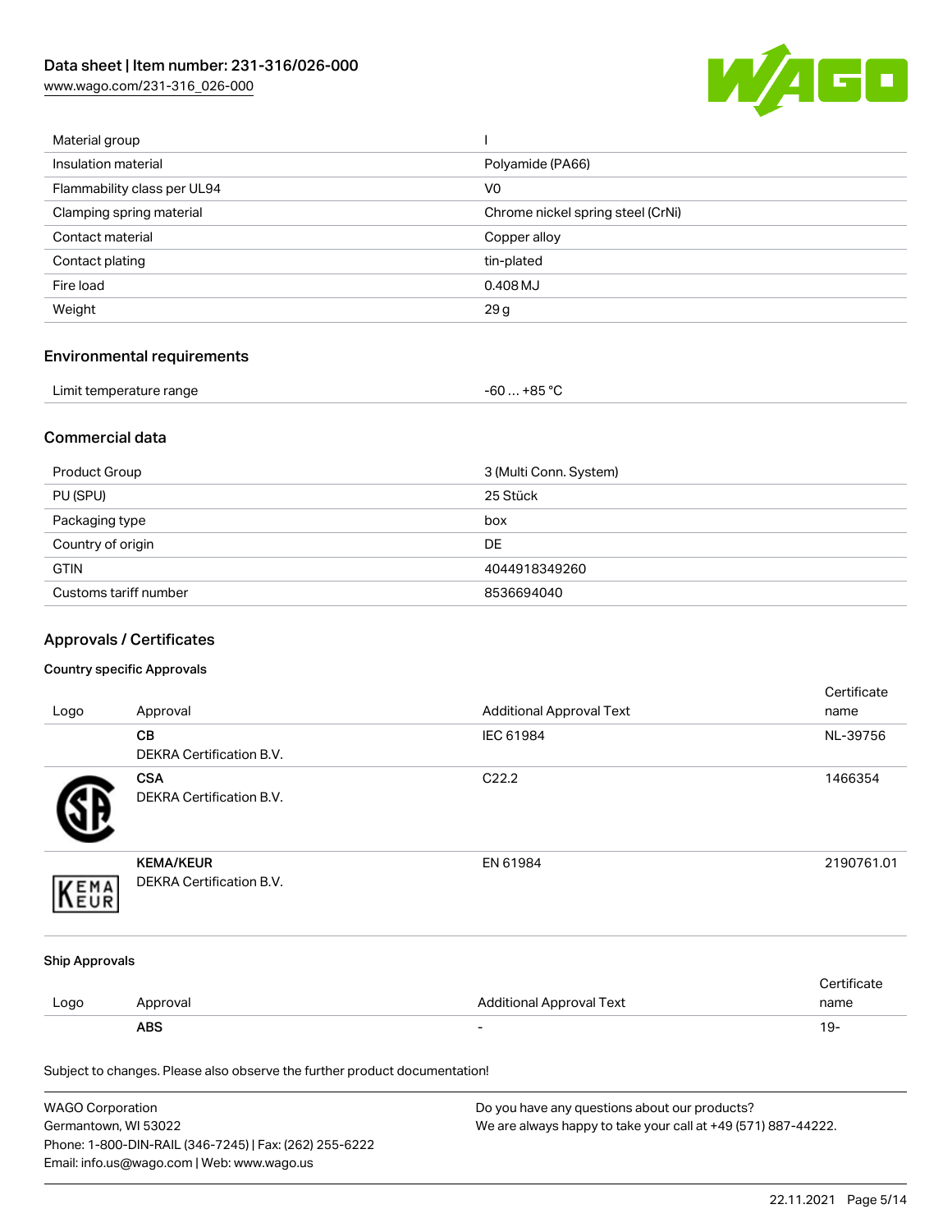| | |
|---|---|
| Material group | I |
| Insulation material | Polyamide (PA66) |
| Flammability class per UL94 | V0 |
| Clamping spring material | Chrome nickel spring steel (CrNi) |
| Contact material | Copper alloy |
| Contact plating | tin-plated |
| Fire load | 0.408 MJ |
| Weight | 29 g |

## Environmental requirements

| | |
|---|---|
| Limit temperature range | -60 … +85 °C |

## Commercial data

| | |
|---|---|
| Product Group | 3 (Multi Conn. System) |
| PU (SPU) | 25 Stück |
| Packaging type | box |
| Country of origin | DE |
| GTIN | 4044918349260 |
| Customs tariff number | 8536694040 |

## Approvals / Certificates

### Country specific Approvals

| Logo | Approval | Additional Approval Text | Certificate name |
|---|---|---|---|
| | **CB**<br>DEKRA Certification B.V. | IEC 61984 | NL-39756 |
| | **CSA**<br>DEKRA Certification B.V. | C22.2 | 1466354 |
| | **KEMA/KEUR**<br>DEKRA Certification B.V. | EN 61984 | 2190761.01 |

### Ship Approvals

| Logo | Approval | Additional Approval Text | Certificate name |
|---|---|---|---|
| | **ABS** | - | 19- |

Subject to changes. Please also observe the further product documentation!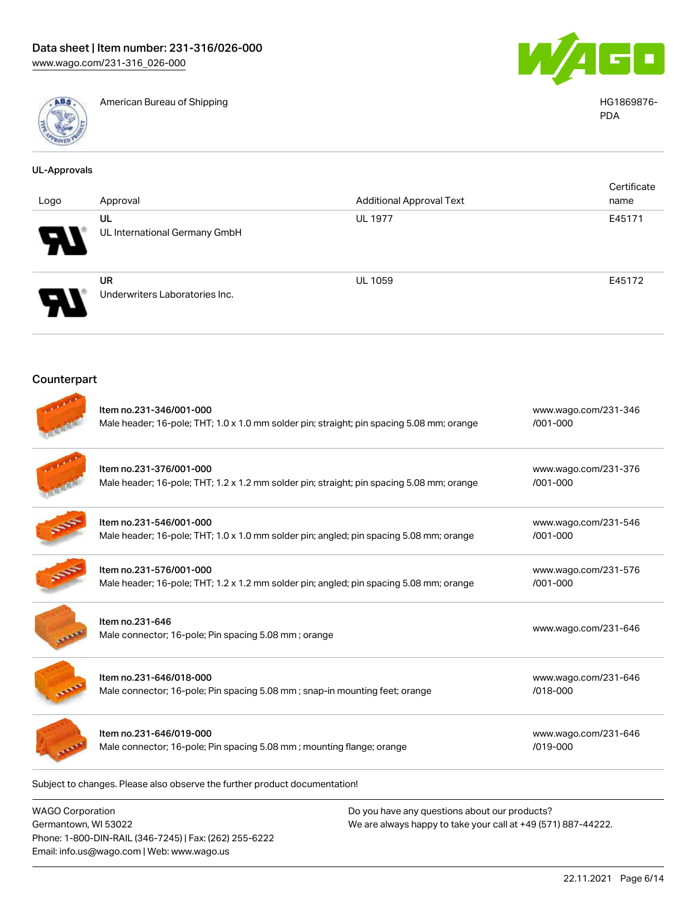| | American Bureau of Shipping | HG1869876-PDA |
|---|---|---|

UL-Approvals

| Logo | Approval | Additional Approval Text | Certificate name |
|---|---|---|---|
| | UL<br>UL International Germany GmbH | UL 1977 | E45171 |
| | UR<br>Underwriters Laboratories Inc. | UL 1059 | E45172 |

## Counterpart

| | | |
|---|---|---|
| | Item no.231-346/001-000<br>Male header; 16-pole; THT; 1.0 x 1.0 mm solder pin; straight; pin spacing 5.08 mm; orange | www.wago.com/231-346/001-000 |
| | Item no.231-376/001-000<br>Male header; 16-pole; THT; 1.2 x 1.2 mm solder pin; straight; pin spacing 5.08 mm; orange | www.wago.com/231-376/001-000 |
| | Item no.231-546/001-000<br>Male header; 16-pole; THT; 1.0 x 1.0 mm solder pin; angled; pin spacing 5.08 mm; orange | www.wago.com/231-546/001-000 |
| | Item no.231-576/001-000<br>Male header; 16-pole; THT; 1.2 x 1.2 mm solder pin; angled; pin spacing 5.08 mm; orange | www.wago.com/231-576/001-000 |
| | Item no.231-646<br>Male connector; 16-pole; Pin spacing 5.08 mm ; orange | www.wago.com/231-646 |
| | Item no.231-646/018-000<br>Male connector; 16-pole; Pin spacing 5.08 mm ; snap-in mounting feet; orange | www.wago.com/231-646/018-000 |
| | Item no.231-646/019-000<br>Male connector; 16-pole; Pin spacing 5.08 mm ; mounting flange; orange | www.wago.com/231-646/019-000 |

Subject to changes. Please also observe the further product documentation!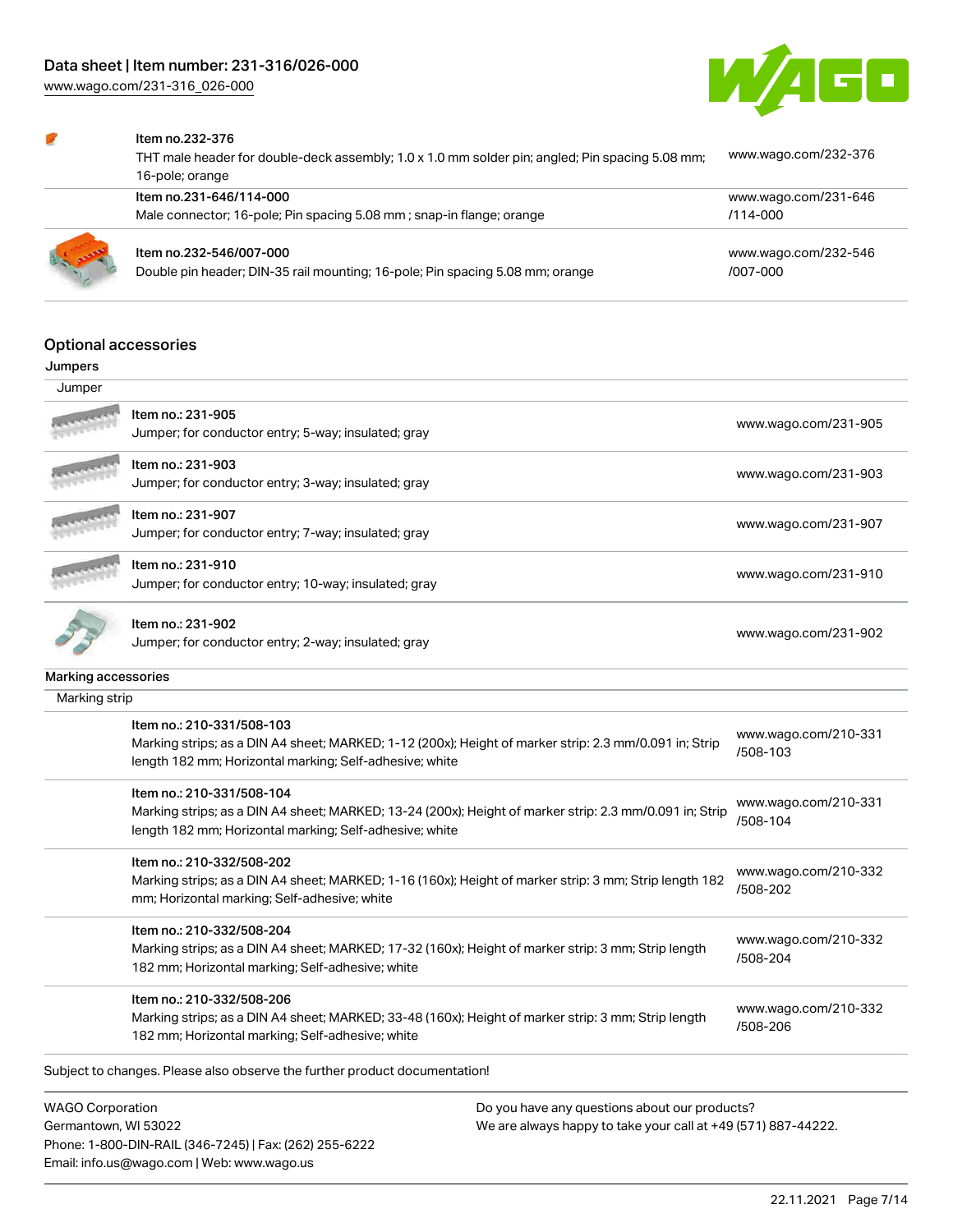| Item | Link |
| --- | --- |
| Item no.232-376<br>THT male header for double-deck assembly; 1.0 x 1.0 mm solder pin; angled; Pin spacing 5.08 mm; 16-pole; orange | www.wago.com/232-376 |
| Item no.231-646/114-000<br>Male connector; 16-pole; Pin spacing 5.08 mm ; snap-in flange; orange | www.wago.com/231-646/114-000 |
| Item no.232-546/007-000<br>Double pin header; DIN-35 rail mounting; 16-pole; Pin spacing 5.08 mm; orange | www.wago.com/232-546/007-000 |

## Optional accessories

### Jumpers

Jumper

| Item | Link |
| --- | --- |
| Item no.: 231-905<br>Jumper; for conductor entry; 5-way; insulated; gray | www.wago.com/231-905 |
| Item no.: 231-903<br>Jumper; for conductor entry; 3-way; insulated; gray | www.wago.com/231-903 |
| Item no.: 231-907<br>Jumper; for conductor entry; 7-way; insulated; gray | www.wago.com/231-907 |
| Item no.: 231-910<br>Jumper; for conductor entry; 10-way; insulated; gray | www.wago.com/231-910 |
| Item no.: 231-902<br>Jumper; for conductor entry; 2-way; insulated; gray | www.wago.com/231-902 |

### Marking accessories

Marking strip

| Item | Link |
| --- | --- |
| Item no.: 210-331/508-103<br>Marking strips; as a DIN A4 sheet; MARKED; 1-12 (200x); Height of marker strip: 2.3 mm/0.091 in; Strip length 182 mm; Horizontal marking; Self-adhesive; white | www.wago.com/210-331/508-103 |
| Item no.: 210-331/508-104<br>Marking strips; as a DIN A4 sheet; MARKED; 13-24 (200x); Height of marker strip: 2.3 mm/0.091 in; Strip length 182 mm; Horizontal marking; Self-adhesive; white | www.wago.com/210-331/508-104 |
| Item no.: 210-332/508-202<br>Marking strips; as a DIN A4 sheet; MARKED; 1-16 (160x); Height of marker strip: 3 mm; Strip length 182 mm; Horizontal marking; Self-adhesive; white | www.wago.com/210-332/508-202 |
| Item no.: 210-332/508-204<br>Marking strips; as a DIN A4 sheet; MARKED; 17-32 (160x); Height of marker strip: 3 mm; Strip length 182 mm; Horizontal marking; Self-adhesive; white | www.wago.com/210-332/508-204 |
| Item no.: 210-332/508-206<br>Marking strips; as a DIN A4 sheet; MARKED; 33-48 (160x); Height of marker strip: 3 mm; Strip length 182 mm; Horizontal marking; Self-adhesive; white | www.wago.com/210-332/508-206 |

Subject to changes. Please also observe the further product documentation!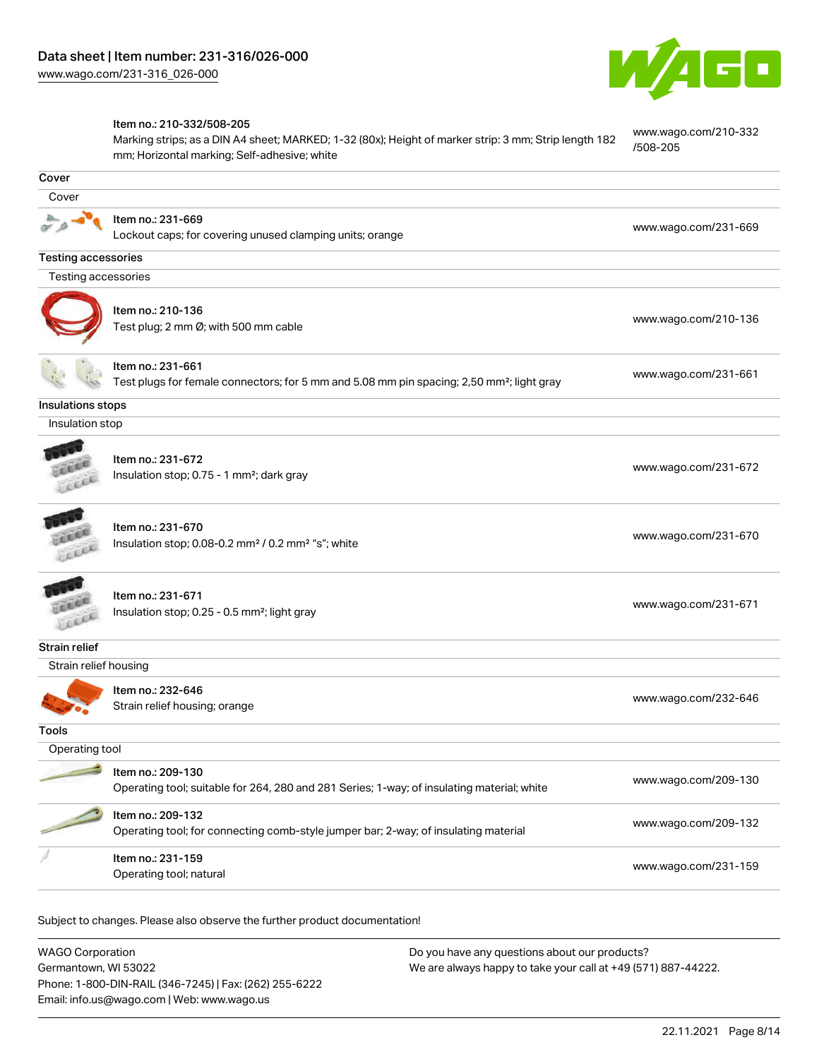| | | |
|---|---|---|
| | **Item no.: 210-332/508-205**<br>Marking strips; as a DIN A4 sheet; MARKED; 1-32 (80x); Height of marker strip: 3 mm; Strip length 182 mm; Horizontal marking; Self-adhesive; white | www.wago.com/210-332/508-205 |

## Cover

### Cover

| | |
|---|---|
| **Item no.: 231-669**<br>Lockout caps; for covering unused clamping units; orange | www.wago.com/231-669 |

## Testing accessories

### Testing accessories

| | |
|---|---|
| **Item no.: 210-136**<br>Test plug; 2 mm Ø; with 500 mm cable | www.wago.com/210-136 |
| **Item no.: 231-661**<br>Test plugs for female connectors; for 5 mm and 5.08 mm pin spacing; 2,50 mm²; light gray | www.wago.com/231-661 |

## Insulations stops

### Insulation stop

| | |
|---|---|
| **Item no.: 231-672**<br>Insulation stop; 0.75 - 1 mm²; dark gray | www.wago.com/231-672 |
| **Item no.: 231-670**<br>Insulation stop; 0.08-0.2 mm² / 0.2 mm² "s"; white | www.wago.com/231-670 |
| **Item no.: 231-671**<br>Insulation stop; 0.25 - 0.5 mm²; light gray | www.wago.com/231-671 |

## Strain relief

### Strain relief housing

| | |
|---|---|
| **Item no.: 232-646**<br>Strain relief housing; orange | www.wago.com/232-646 |

## Tools

### Operating tool

| | |
|---|---|
| **Item no.: 209-130**<br>Operating tool; suitable for 264, 280 and 281 Series; 1-way; of insulating material; white | www.wago.com/209-130 |
| **Item no.: 209-132**<br>Operating tool; for connecting comb-style jumper bar; 2-way; of insulating material | www.wago.com/209-132 |
| **Item no.: 231-159**<br>Operating tool; natural | www.wago.com/231-159 |

Subject to changes. Please also observe the further product documentation!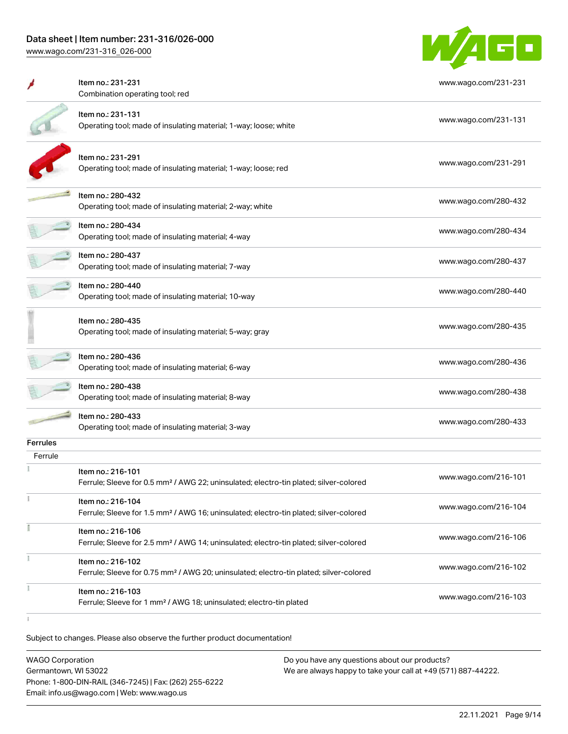| Item | Link |
| --- | --- |
| Item no.: 231-231<br>Combination operating tool; red | www.wago.com/231-231 |
| Item no.: 231-131<br>Operating tool; made of insulating material; 1-way; loose; white | www.wago.com/231-131 |
| Item no.: 231-291<br>Operating tool; made of insulating material; 1-way; loose; red | www.wago.com/231-291 |
| Item no.: 280-432<br>Operating tool; made of insulating material; 2-way; white | www.wago.com/280-432 |
| Item no.: 280-434<br>Operating tool; made of insulating material; 4-way | www.wago.com/280-434 |
| Item no.: 280-437<br>Operating tool; made of insulating material; 7-way | www.wago.com/280-437 |
| Item no.: 280-440<br>Operating tool; made of insulating material; 10-way | www.wago.com/280-440 |
| Item no.: 280-435<br>Operating tool; made of insulating material; 5-way; gray | www.wago.com/280-435 |
| Item no.: 280-436<br>Operating tool; made of insulating material; 6-way | www.wago.com/280-436 |
| Item no.: 280-438<br>Operating tool; made of insulating material; 8-way | www.wago.com/280-438 |
| Item no.: 280-433<br>Operating tool; made of insulating material; 3-way | www.wago.com/280-433 |

## Ferrules

Ferrule

| Item | Link |
| --- | --- |
| Item no.: 216-101<br>Ferrule; Sleeve for 0.5 mm² / AWG 22; uninsulated; electro-tin plated; silver-colored | www.wago.com/216-101 |
| Item no.: 216-104<br>Ferrule; Sleeve for 1.5 mm² / AWG 16; uninsulated; electro-tin plated; silver-colored | www.wago.com/216-104 |
| Item no.: 216-106<br>Ferrule; Sleeve for 2.5 mm² / AWG 14; uninsulated; electro-tin plated; silver-colored | www.wago.com/216-106 |
| Item no.: 216-102<br>Ferrule; Sleeve for 0.75 mm² / AWG 20; uninsulated; electro-tin plated; silver-colored | www.wago.com/216-102 |
| Item no.: 216-103<br>Ferrule; Sleeve for 1 mm² / AWG 18; uninsulated; electro-tin plated | www.wago.com/216-103 |

Subject to changes. Please also observe the further product documentation!

WAGO Corporation
Germantown, WI 53022
Phone: 1-800-DIN-RAIL (346-7245) | Fax: (262) 255-6222
Email: info.us@wago.com | Web: www.wago.us

Do you have any questions about our products?
We are always happy to take your call at +49 (571) 887-44222.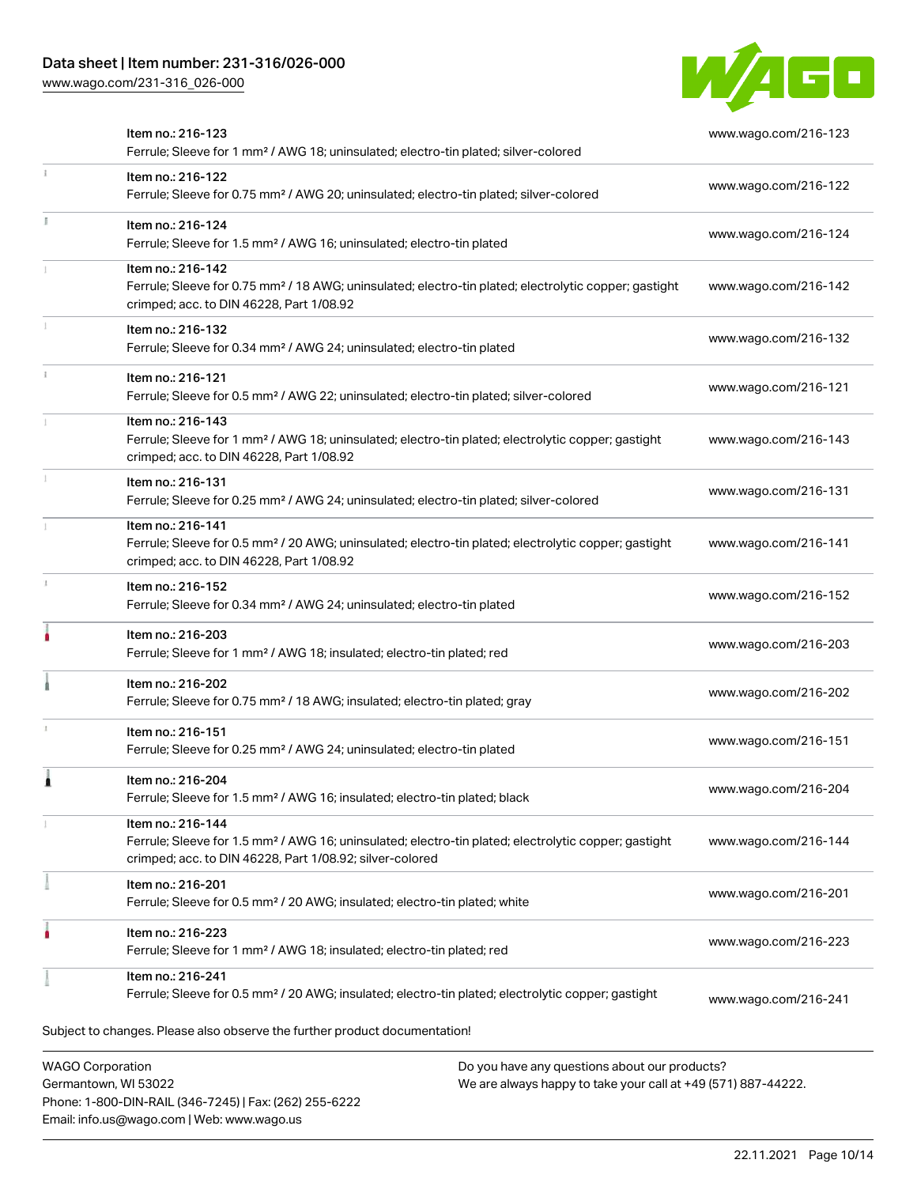| Item | Link |
| --- | --- |
| Item no.: 216-123<br>Ferrule; Sleeve for 1 mm² / AWG 18; uninsulated; electro-tin plated; silver-colored | www.wago.com/216-123 |
| Item no.: 216-122<br>Ferrule; Sleeve for 0.75 mm² / AWG 20; uninsulated; electro-tin plated; silver-colored | www.wago.com/216-122 |
| Item no.: 216-124<br>Ferrule; Sleeve for 1.5 mm² / AWG 16; uninsulated; electro-tin plated | www.wago.com/216-124 |
| Item no.: 216-142<br>Ferrule; Sleeve for 0.75 mm² / 18 AWG; uninsulated; electro-tin plated; electrolytic copper; gastight crimped; acc. to DIN 46228, Part 1/08.92 | www.wago.com/216-142 |
| Item no.: 216-132<br>Ferrule; Sleeve for 0.34 mm² / AWG 24; uninsulated; electro-tin plated | www.wago.com/216-132 |
| Item no.: 216-121<br>Ferrule; Sleeve for 0.5 mm² / AWG 22; uninsulated; electro-tin plated; silver-colored | www.wago.com/216-121 |
| Item no.: 216-143<br>Ferrule; Sleeve for 1 mm² / AWG 18; uninsulated; electro-tin plated; electrolytic copper; gastight crimped; acc. to DIN 46228, Part 1/08.92 | www.wago.com/216-143 |
| Item no.: 216-131<br>Ferrule; Sleeve for 0.25 mm² / AWG 24; uninsulated; electro-tin plated; silver-colored | www.wago.com/216-131 |
| Item no.: 216-141<br>Ferrule; Sleeve for 0.5 mm² / 20 AWG; uninsulated; electro-tin plated; electrolytic copper; gastight crimped; acc. to DIN 46228, Part 1/08.92 | www.wago.com/216-141 |
| Item no.: 216-152<br>Ferrule; Sleeve for 0.34 mm² / AWG 24; uninsulated; electro-tin plated | www.wago.com/216-152 |
| Item no.: 216-203<br>Ferrule; Sleeve for 1 mm² / AWG 18; insulated; electro-tin plated; red | www.wago.com/216-203 |
| Item no.: 216-202<br>Ferrule; Sleeve for 0.75 mm² / 18 AWG; insulated; electro-tin plated; gray | www.wago.com/216-202 |
| Item no.: 216-151<br>Ferrule; Sleeve for 0.25 mm² / AWG 24; uninsulated; electro-tin plated | www.wago.com/216-151 |
| Item no.: 216-204<br>Ferrule; Sleeve for 1.5 mm² / AWG 16; insulated; electro-tin plated; black | www.wago.com/216-204 |
| Item no.: 216-144<br>Ferrule; Sleeve for 1.5 mm² / AWG 16; uninsulated; electro-tin plated; electrolytic copper; gastight crimped; acc. to DIN 46228, Part 1/08.92; silver-colored | www.wago.com/216-144 |
| Item no.: 216-201<br>Ferrule; Sleeve for 0.5 mm² / 20 AWG; insulated; electro-tin plated; white | www.wago.com/216-201 |
| Item no.: 216-223<br>Ferrule; Sleeve for 1 mm² / AWG 18; insulated; electro-tin plated; red | www.wago.com/216-223 |
| Item no.: 216-241<br>Ferrule; Sleeve for 0.5 mm² / 20 AWG; insulated; electro-tin plated; electrolytic copper; gastight | www.wago.com/216-241 |

Subject to changes. Please also observe the further product documentation!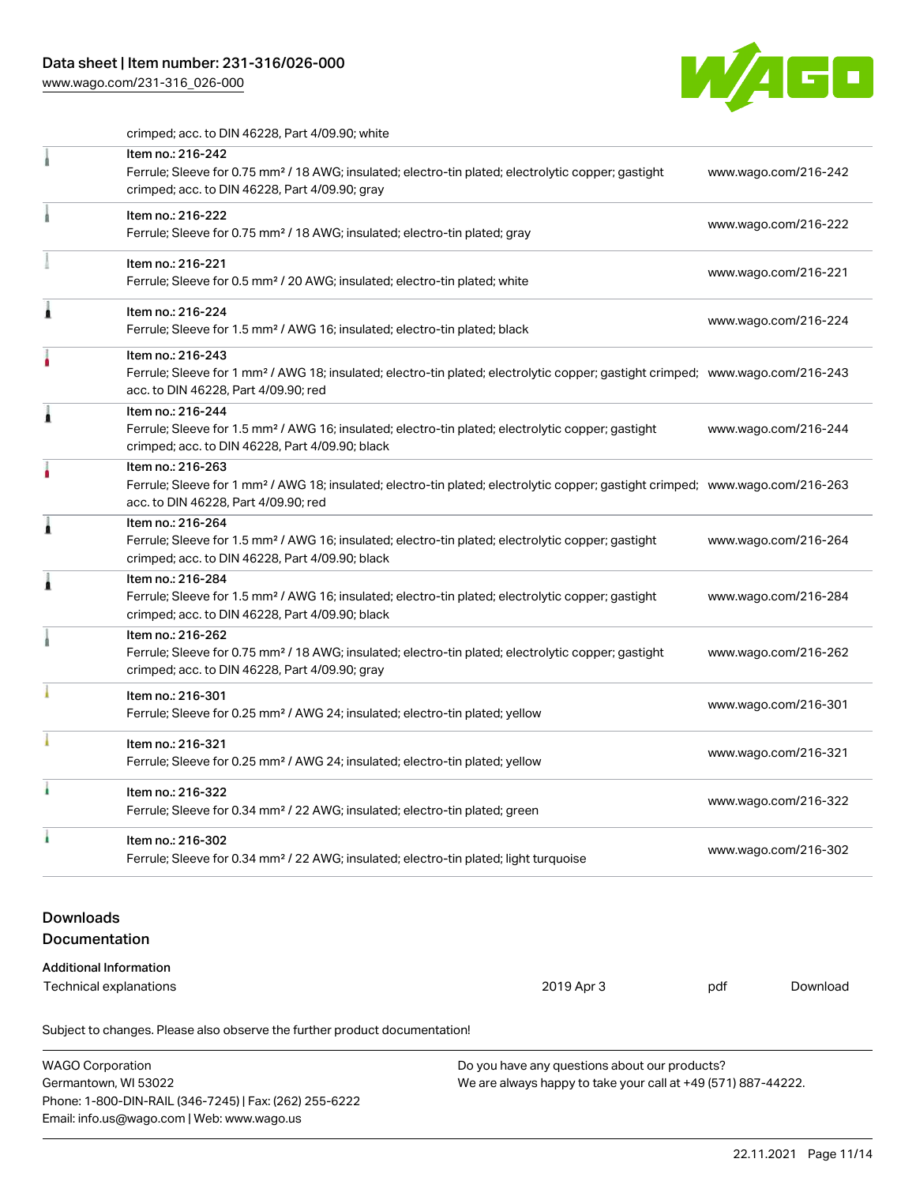crimped; acc. to DIN 46228, Part 4/09.90; white

| | | |
|---|---|---|
| | Item no.: 216-242<br>Ferrule; Sleeve for 0.75 mm² / 18 AWG; insulated; electro-tin plated; electrolytic copper; gastight crimped; acc. to DIN 46228, Part 4/09.90; gray | www.wago.com/216-242 |
| | Item no.: 216-222<br>Ferrule; Sleeve for 0.75 mm² / 18 AWG; insulated; electro-tin plated; gray | www.wago.com/216-222 |
| | Item no.: 216-221<br>Ferrule; Sleeve for 0.5 mm² / 20 AWG; insulated; electro-tin plated; white | www.wago.com/216-221 |
| | Item no.: 216-224<br>Ferrule; Sleeve for 1.5 mm² / AWG 16; insulated; electro-tin plated; black | www.wago.com/216-224 |
| | Item no.: 216-243<br>Ferrule; Sleeve for 1 mm² / AWG 18; insulated; electro-tin plated; electrolytic copper; gastight crimped; acc. to DIN 46228, Part 4/09.90; red | www.wago.com/216-243 |
| | Item no.: 216-244<br>Ferrule; Sleeve for 1.5 mm² / AWG 16; insulated; electro-tin plated; electrolytic copper; gastight crimped; acc. to DIN 46228, Part 4/09.90; black | www.wago.com/216-244 |
| | Item no.: 216-263<br>Ferrule; Sleeve for 1 mm² / AWG 18; insulated; electro-tin plated; electrolytic copper; gastight crimped; acc. to DIN 46228, Part 4/09.90; red | www.wago.com/216-263 |
| | Item no.: 216-264<br>Ferrule; Sleeve for 1.5 mm² / AWG 16; insulated; electro-tin plated; electrolytic copper; gastight crimped; acc. to DIN 46228, Part 4/09.90; black | www.wago.com/216-264 |
| | Item no.: 216-284<br>Ferrule; Sleeve for 1.5 mm² / AWG 16; insulated; electro-tin plated; electrolytic copper; gastight crimped; acc. to DIN 46228, Part 4/09.90; black | www.wago.com/216-284 |
| | Item no.: 216-262<br>Ferrule; Sleeve for 0.75 mm² / 18 AWG; insulated; electro-tin plated; electrolytic copper; gastight crimped; acc. to DIN 46228, Part 4/09.90; gray | www.wago.com/216-262 |
| | Item no.: 216-301<br>Ferrule; Sleeve for 0.25 mm² / AWG 24; insulated; electro-tin plated; yellow | www.wago.com/216-301 |
| | Item no.: 216-321<br>Ferrule; Sleeve for 0.25 mm² / AWG 24; insulated; electro-tin plated; yellow | www.wago.com/216-321 |
| | Item no.: 216-322<br>Ferrule; Sleeve for 0.34 mm² / 22 AWG; insulated; electro-tin plated; green | www.wago.com/216-322 |
| | Item no.: 216-302<br>Ferrule; Sleeve for 0.34 mm² / 22 AWG; insulated; electro-tin plated; light turquoise | www.wago.com/216-302 |

## Downloads
### Documentation

**Additional Information**

| | | | |
|---|---|---|---|
| Technical explanations | 2019 Apr 3 | pdf | Download |

Subject to changes. Please also observe the further product documentation!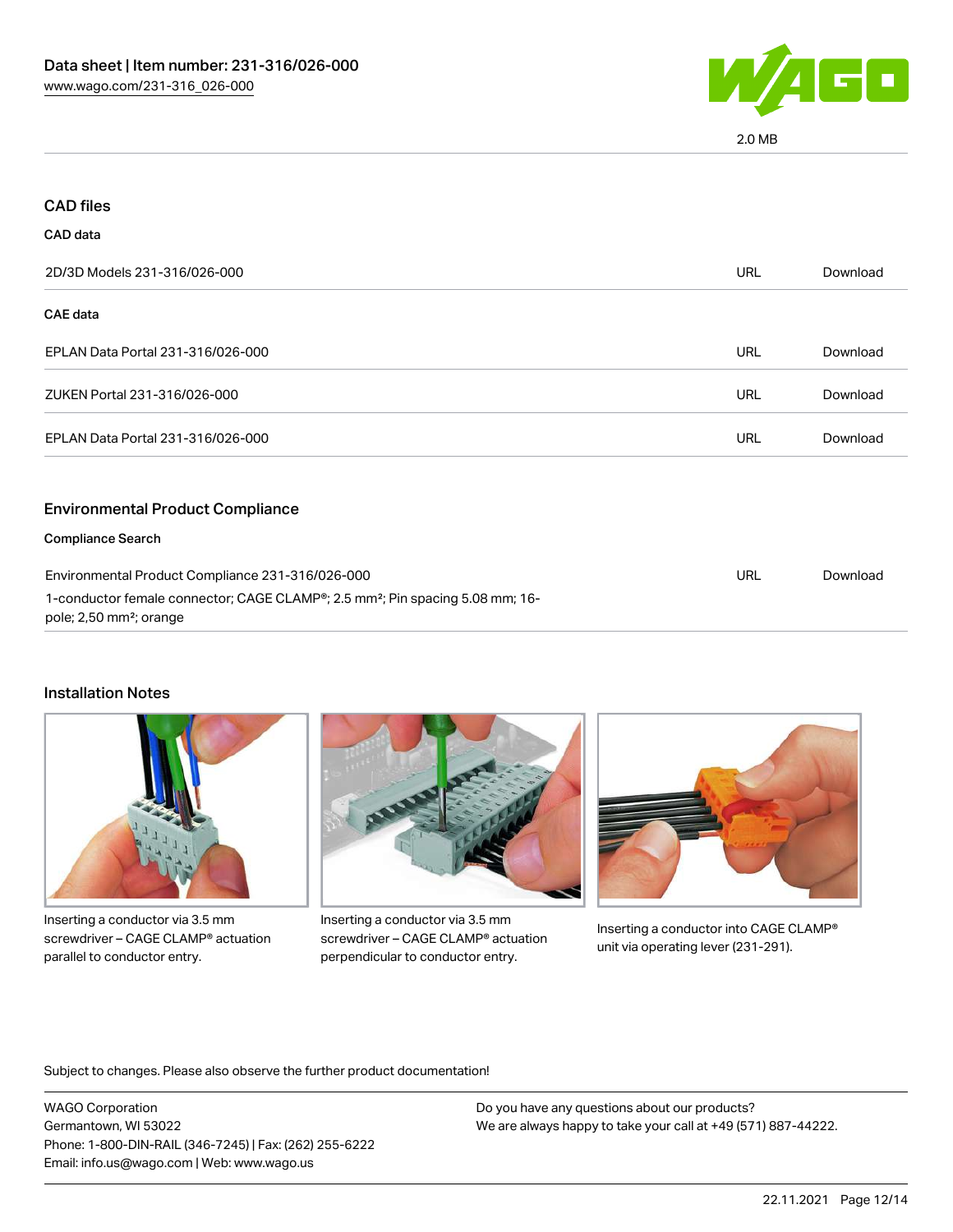## CAD files

### CAD data

| | | |
|---|---|---|
| 2D/3D Models 231-316/026-000 | URL | Download |

### CAE data

| | | |
|---|---|---|
| EPLAN Data Portal 231-316/026-000 | URL | Download |
| ZUKEN Portal 231-316/026-000 | URL | Download |
| EPLAN Data Portal 231-316/026-000 | URL | Download |

## Environmental Product Compliance

### Compliance Search

| | | |
|---|---|---|
| Environmental Product Compliance 231-316/026-000<br>1-conductor female connector; CAGE CLAMP®; 2.5 mm²; Pin spacing 5.08 mm; 16-pole; 2,50 mm²; orange | URL | Download |

## Installation Notes

Inserting a conductor via 3.5 mm screwdriver – CAGE CLAMP® actuation parallel to conductor entry.

Inserting a conductor via 3.5 mm screwdriver – CAGE CLAMP® actuation perpendicular to conductor entry.

Inserting a conductor into CAGE CLAMP® unit via operating lever (231-291).

Subject to changes. Please also observe the further product documentation!

WAGO Corporation
Germantown, WI 53022
Phone: 1-800-DIN-RAIL (346-7245) | Fax: (262) 255-6222
Email: info.us@wago.com | Web: www.wago.us

Do you have any questions about our products?
We are always happy to take your call at +49 (571) 887-44222.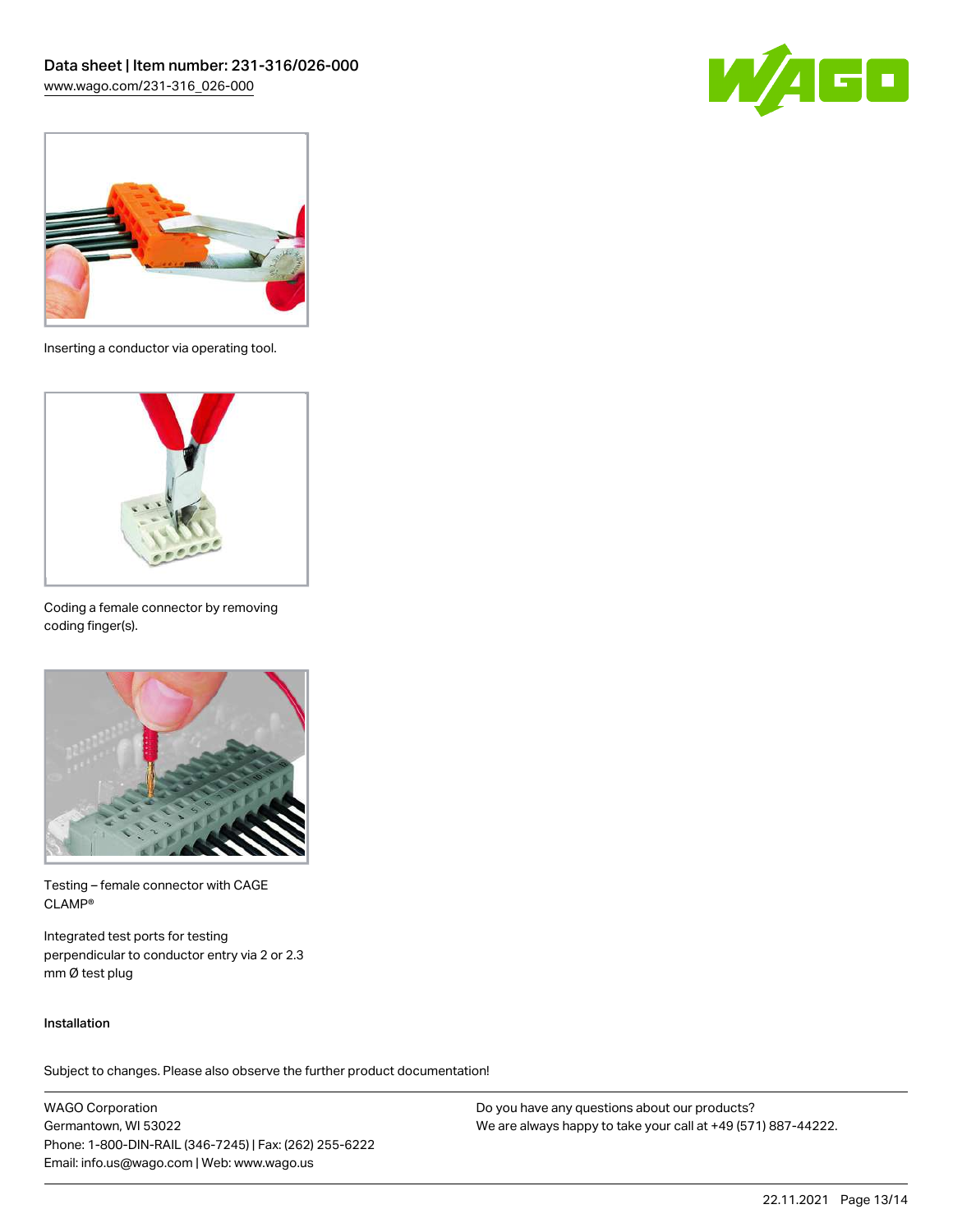Inserting a conductor via operating tool.

Coding a female connector by removing coding finger(s).

Testing – female connector with CAGE CLAMP®

Integrated test ports for testing perpendicular to conductor entry via 2 or 2.3 mm Ø test plug

## Installation

Subject to changes. Please also observe the further product documentation!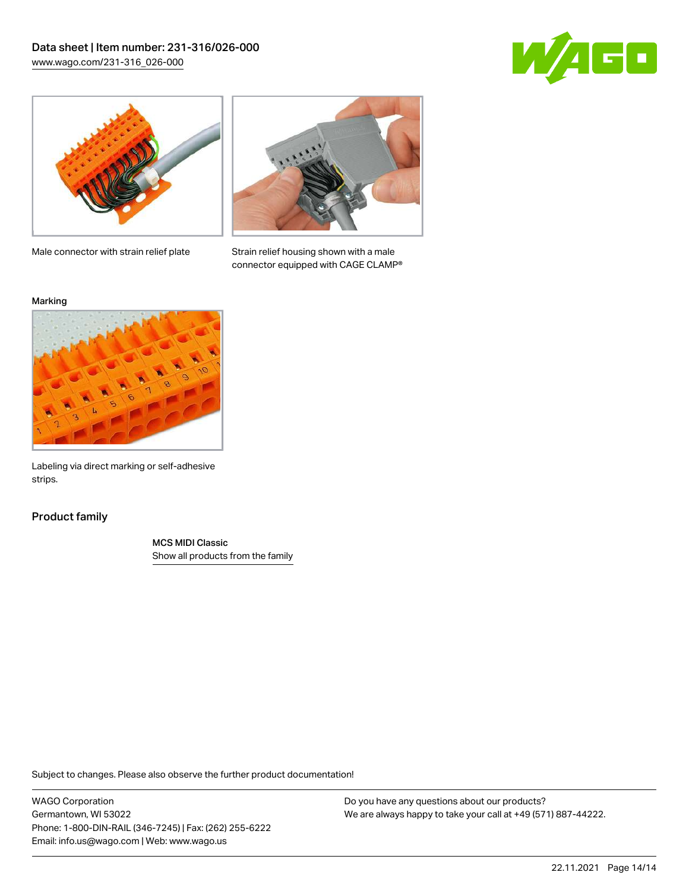Male connector with strain relief plate

Strain relief housing shown with a male connector equipped with CAGE CLAMP®

Marking

Labeling via direct marking or self-adhesive strips.

## Product family

MCS MIDI Classic
Show all products from the family

Subject to changes. Please also observe the further product documentation!

WAGO Corporation
Germantown, WI 53022
Phone: 1-800-DIN-RAIL (346-7245) | Fax: (262) 255-6222
Email: info.us@wago.com | Web: www.wago.us

Do you have any questions about our products?
We are always happy to take your call at +49 (571) 887-44222.